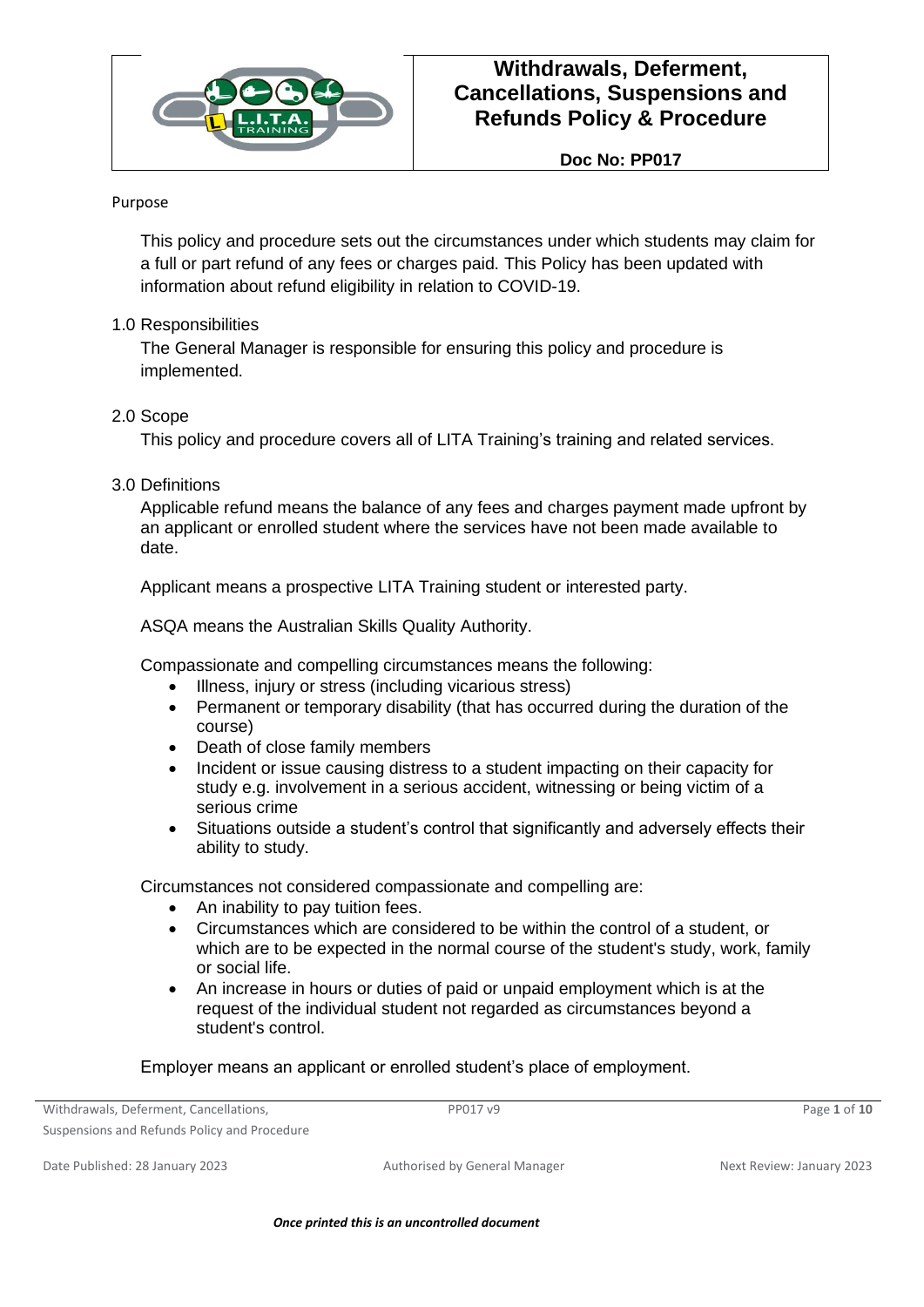# Withdrawals, Deferment, Cancellations, Suspensions and Refunds Policy & Procedure

**Doc No: PP017**

## Purpose

This policy and procedure sets out the circumstances under which students may claim for a full or part refund of any fees or charges paid. This Policy has been updated with information about refund eligibility in relation to COVID-19.

## 1.0 Responsibilities

The General Manager is responsible for ensuring this policy and procedure is implemented.

## 2.0 Scope

This policy and procedure covers all of LITA Training's training and related services.

## 3.0 Definitions

Applicable refund means the balance of any fees and charges payment made upfront by an applicant or enrolled student where the services have not been made available to date.

Applicant means a prospective LITA Training student or interested party.

ASQA means the Australian Skills Quality Authority.

Compassionate and compelling circumstances means the following:

- Illness, injury or stress (including vicarious stress)
- Permanent or temporary disability (that has occurred during the duration of the course)
- Death of close family members
- Incident or issue causing distress to a student impacting on their capacity for study e.g. involvement in a serious accident, witnessing or being victim of a serious crime
- Situations outside a student's control that significantly and adversely effects their ability to study.

Circumstances not considered compassionate and compelling are:

- An inability to pay tuition fees.
- Circumstances which are considered to be within the control of a student, or which are to be expected in the normal course of the student's study, work, family or social life.
- An increase in hours or duties of paid or unpaid employment which is at the request of the individual student not regarded as circumstances beyond a student's control.

Employer means an applicant or enrolled student's place of employment.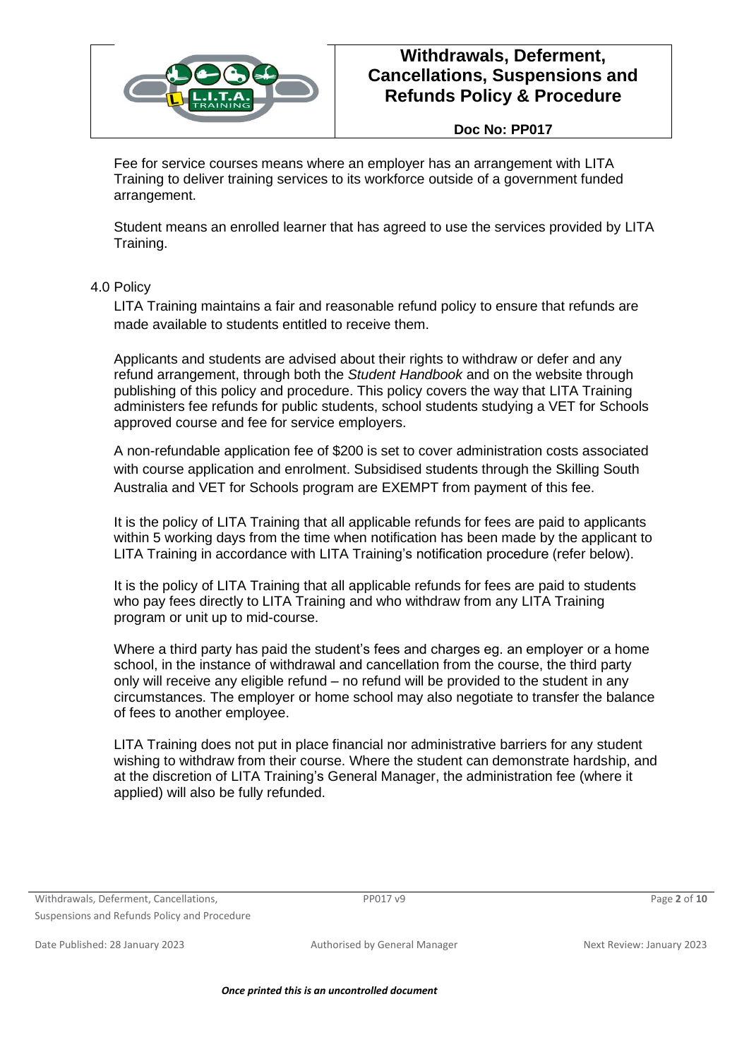Fee for service courses means where an employer has an arrangement with LITA Training to deliver training services to its workforce outside of a government funded arrangement.

Student means an enrolled learner that has agreed to use the services provided by LITA Training.

## 4.0 Policy

LITA Training maintains a fair and reasonable refund policy to ensure that refunds are made available to students entitled to receive them.

Applicants and students are advised about their rights to withdraw or defer and any refund arrangement, through both the *Student Handbook* and on the website through publishing of this policy and procedure. This policy covers the way that LITA Training administers fee refunds for public students, school students studying a VET for Schools approved course and fee for service employers.

A non-refundable application fee of $200 is set to cover administration costs associated with course application and enrolment. Subsidised students through the Skilling South Australia and VET for Schools program are EXEMPT from payment of this fee.

It is the policy of LITA Training that all applicable refunds for fees are paid to applicants within 5 working days from the time when notification has been made by the applicant to LITA Training in accordance with LITA Training's notification procedure (refer below).

It is the policy of LITA Training that all applicable refunds for fees are paid to students who pay fees directly to LITA Training and who withdraw from any LITA Training program or unit up to mid-course.

Where a third party has paid the student's fees and charges eg. an employer or a home school, in the instance of withdrawal and cancellation from the course, the third party only will receive any eligible refund – no refund will be provided to the student in any circumstances. The employer or home school may also negotiate to transfer the balance of fees to another employee.

LITA Training does not put in place financial nor administrative barriers for any student wishing to withdraw from their course. Where the student can demonstrate hardship, and at the discretion of LITA Training's General Manager, the administration fee (where it applied) will also be fully refunded.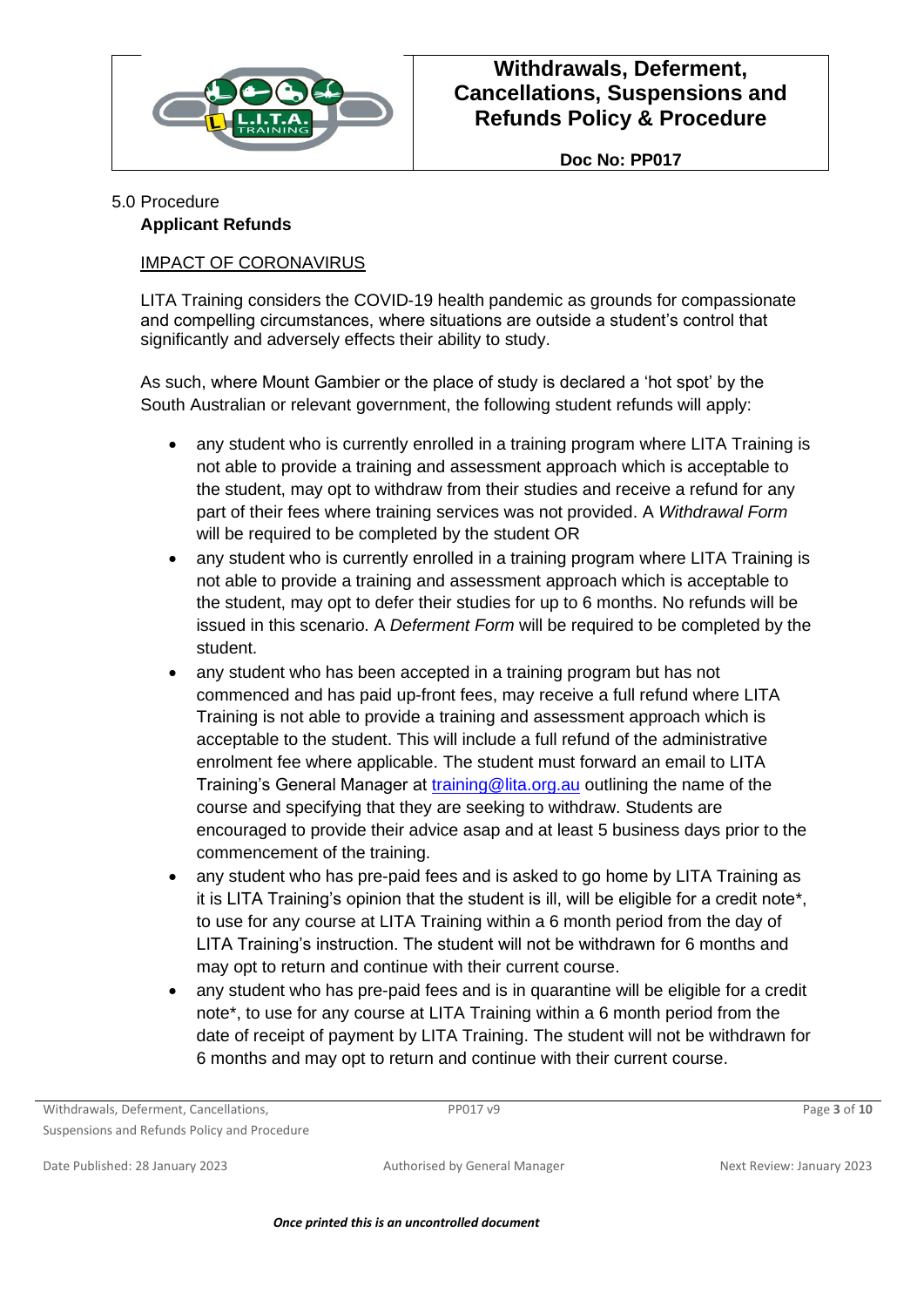5.0 Procedure

**Applicant Refunds**

IMPACT OF CORONAVIRUS

LITA Training considers the COVID-19 health pandemic as grounds for compassionate and compelling circumstances, where situations are outside a student's control that significantly and adversely effects their ability to study.

As such, where Mount Gambier or the place of study is declared a 'hot spot' by the South Australian or relevant government, the following student refunds will apply:

- any student who is currently enrolled in a training program where LITA Training is not able to provide a training and assessment approach which is acceptable to the student, may opt to withdraw from their studies and receive a refund for any part of their fees where training services was not provided. A *Withdrawal Form* will be required to be completed by the student OR
- any student who is currently enrolled in a training program where LITA Training is not able to provide a training and assessment approach which is acceptable to the student, may opt to defer their studies for up to 6 months. No refunds will be issued in this scenario. A *Deferment Form* will be required to be completed by the student.
- any student who has been accepted in a training program but has not commenced and has paid up-front fees, may receive a full refund where LITA Training is not able to provide a training and assessment approach which is acceptable to the student. This will include a full refund of the administrative enrolment fee where applicable. The student must forward an email to LITA Training's General Manager at training@lita.org.au outlining the name of the course and specifying that they are seeking to withdraw. Students are encouraged to provide their advice asap and at least 5 business days prior to the commencement of the training.
- any student who has pre-paid fees and is asked to go home by LITA Training as it is LITA Training's opinion that the student is ill, will be eligible for a credit note*, to use for any course at LITA Training within a 6 month period from the day of LITA Training's instruction. The student will not be withdrawn for 6 months and may opt to return and continue with their current course.
- any student who has pre-paid fees and is in quarantine will be eligible for a credit note*, to use for any course at LITA Training within a 6 month period from the date of receipt of payment by LITA Training. The student will not be withdrawn for 6 months and may opt to return and continue with their current course.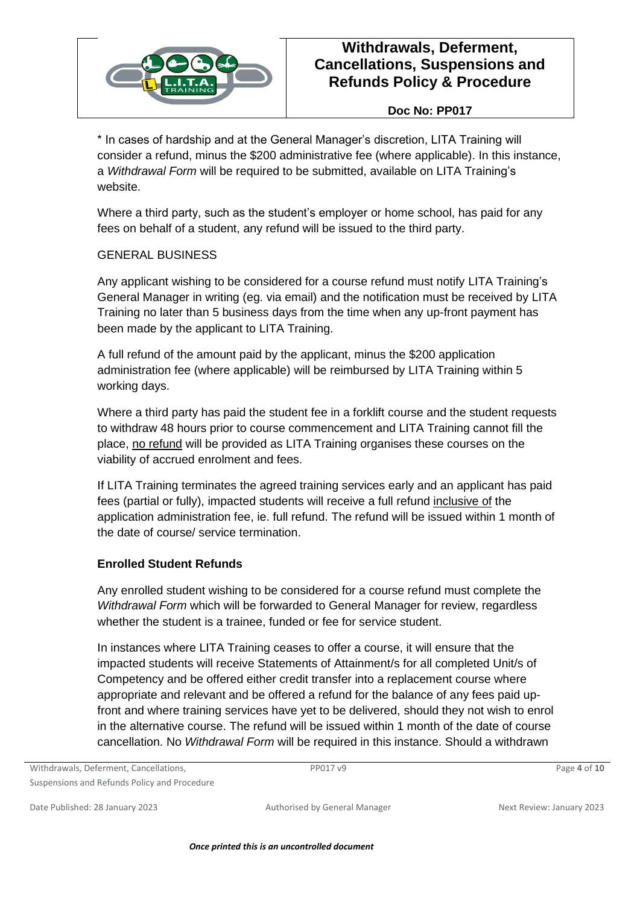\* In cases of hardship and at the General Manager's discretion, LITA Training will consider a refund, minus the $200 administrative fee (where applicable). In this instance, a *Withdrawal Form* will be required to be submitted, available on LITA Training's website.

Where a third party, such as the student's employer or home school, has paid for any fees on behalf of a student, any refund will be issued to the third party.

GENERAL BUSINESS

Any applicant wishing to be considered for a course refund must notify LITA Training's General Manager in writing (eg. via email) and the notification must be received by LITA Training no later than 5 business days from the time when any up-front payment has been made by the applicant to LITA Training.

A full refund of the amount paid by the applicant, minus the $200 application administration fee (where applicable) will be reimbursed by LITA Training within 5 working days.

Where a third party has paid the student fee in a forklift course and the student requests to withdraw 48 hours prior to course commencement and LITA Training cannot fill the place, <u>no refund</u> will be provided as LITA Training organises these courses on the viability of accrued enrolment and fees.

If LITA Training terminates the agreed training services early and an applicant has paid fees (partial or fully), impacted students will receive a full refund <u>inclusive of</u> the application administration fee, ie. full refund. The refund will be issued within 1 month of the date of course/ service termination.

**Enrolled Student Refunds**

Any enrolled student wishing to be considered for a course refund must complete the *Withdrawal Form* which will be forwarded to General Manager for review, regardless whether the student is a trainee, funded or fee for service student.

In instances where LITA Training ceases to offer a course, it will ensure that the impacted students will receive Statements of Attainment/s for all completed Unit/s of Competency and be offered either credit transfer into a replacement course where appropriate and relevant and be offered a refund for the balance of any fees paid up-front and where training services have yet to be delivered, should they not wish to enrol in the alternative course. The refund will be issued within 1 month of the date of course cancellation. No *Withdrawal Form* will be required in this instance. Should a withdrawn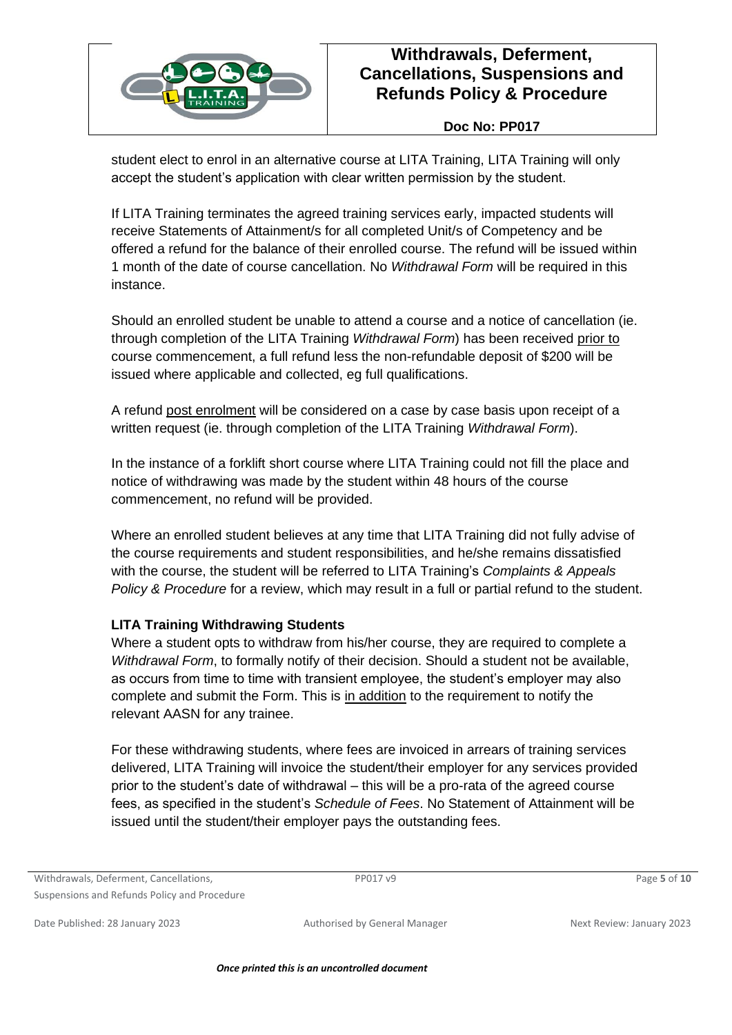student elect to enrol in an alternative course at LITA Training, LITA Training will only accept the student's application with clear written permission by the student.

If LITA Training terminates the agreed training services early, impacted students will receive Statements of Attainment/s for all completed Unit/s of Competency and be offered a refund for the balance of their enrolled course. The refund will be issued within 1 month of the date of course cancellation. No *Withdrawal Form* will be required in this instance.

Should an enrolled student be unable to attend a course and a notice of cancellation (ie. through completion of the LITA Training *Withdrawal Form*) has been received <u>prior to</u> course commencement, a full refund less the non-refundable deposit of $200 will be issued where applicable and collected, eg full qualifications.

A refund <u>post enrolment</u> will be considered on a case by case basis upon receipt of a written request (ie. through completion of the LITA Training *Withdrawal Form*).

In the instance of a forklift short course where LITA Training could not fill the place and notice of withdrawing was made by the student within 48 hours of the course commencement, no refund will be provided.

Where an enrolled student believes at any time that LITA Training did not fully advise of the course requirements and student responsibilities, and he/she remains dissatisfied with the course, the student will be referred to LITA Training's *Complaints & Appeals Policy & Procedure* for a review, which may result in a full or partial refund to the student.

**LITA Training Withdrawing Students**

Where a student opts to withdraw from his/her course, they are required to complete a *Withdrawal Form*, to formally notify of their decision. Should a student not be available, as occurs from time to time with transient employee, the student's employer may also complete and submit the Form. This is <u>in addition</u> to the requirement to notify the relevant AASN for any trainee.

For these withdrawing students, where fees are invoiced in arrears of training services delivered, LITA Training will invoice the student/their employer for any services provided prior to the student's date of withdrawal – this will be a pro-rata of the agreed course fees, as specified in the student's *Schedule of Fees*. No Statement of Attainment will be issued until the student/their employer pays the outstanding fees.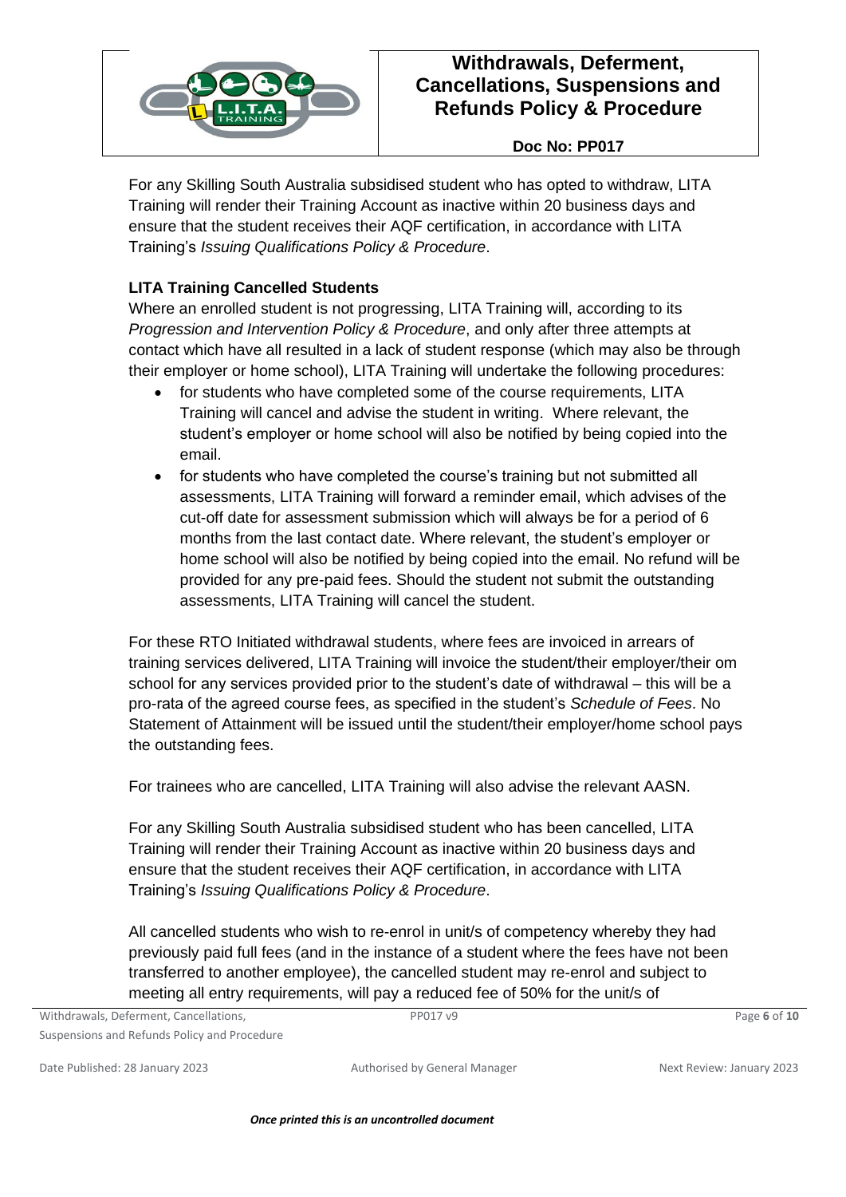For any Skilling South Australia subsidised student who has opted to withdraw, LITA Training will render their Training Account as inactive within 20 business days and ensure that the student receives their AQF certification, in accordance with LITA Training's *Issuing Qualifications Policy & Procedure*.

**LITA Training Cancelled Students**

Where an enrolled student is not progressing, LITA Training will, according to its *Progression and Intervention Policy & Procedure*, and only after three attempts at contact which have all resulted in a lack of student response (which may also be through their employer or home school), LITA Training will undertake the following procedures:

- for students who have completed some of the course requirements, LITA Training will cancel and advise the student in writing. Where relevant, the student's employer or home school will also be notified by being copied into the email.
- for students who have completed the course's training but not submitted all assessments, LITA Training will forward a reminder email, which advises of the cut-off date for assessment submission which will always be for a period of 6 months from the last contact date. Where relevant, the student's employer or home school will also be notified by being copied into the email. No refund will be provided for any pre-paid fees. Should the student not submit the outstanding assessments, LITA Training will cancel the student.

For these RTO Initiated withdrawal students, where fees are invoiced in arrears of training services delivered, LITA Training will invoice the student/their employer/their om school for any services provided prior to the student's date of withdrawal – this will be a pro-rata of the agreed course fees, as specified in the student's *Schedule of Fees*. No Statement of Attainment will be issued until the student/their employer/home school pays the outstanding fees.

For trainees who are cancelled, LITA Training will also advise the relevant AASN.

For any Skilling South Australia subsidised student who has been cancelled, LITA Training will render their Training Account as inactive within 20 business days and ensure that the student receives their AQF certification, in accordance with LITA Training's *Issuing Qualifications Policy & Procedure*.

All cancelled students who wish to re-enrol in unit/s of competency whereby they had previously paid full fees (and in the instance of a student where the fees have not been transferred to another employee), the cancelled student may re-enrol and subject to meeting all entry requirements, will pay a reduced fee of 50% for the unit/s of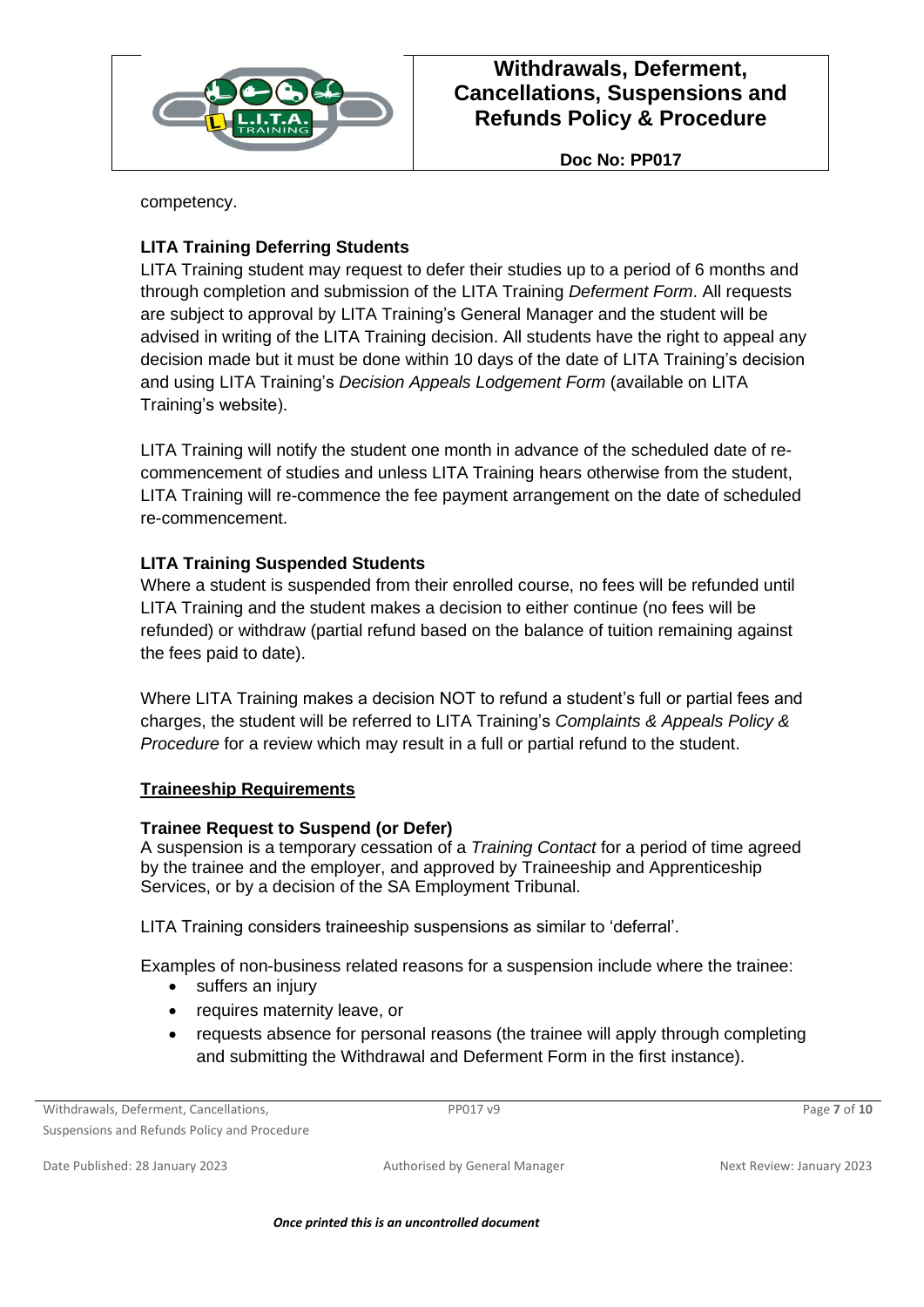competency.

**LITA Training Deferring Students**

LITA Training student may request to defer their studies up to a period of 6 months and through completion and submission of the LITA Training *Deferment Form*. All requests are subject to approval by LITA Training's General Manager and the student will be advised in writing of the LITA Training decision. All students have the right to appeal any decision made but it must be done within 10 days of the date of LITA Training's decision and using LITA Training's *Decision Appeals Lodgement Form* (available on LITA Training's website).

LITA Training will notify the student one month in advance of the scheduled date of re-commencement of studies and unless LITA Training hears otherwise from the student, LITA Training will re-commence the fee payment arrangement on the date of scheduled re-commencement.

**LITA Training Suspended Students**

Where a student is suspended from their enrolled course, no fees will be refunded until LITA Training and the student makes a decision to either continue (no fees will be refunded) or withdraw (partial refund based on the balance of tuition remaining against the fees paid to date).

Where LITA Training makes a decision NOT to refund a student's full or partial fees and charges, the student will be referred to LITA Training's *Complaints & Appeals Policy & Procedure* for a review which may result in a full or partial refund to the student.

## Traineeship Requirements

**Trainee Request to Suspend (or Defer)**

A suspension is a temporary cessation of a *Training Contact* for a period of time agreed by the trainee and the employer, and approved by Traineeship and Apprenticeship Services, or by a decision of the SA Employment Tribunal.

LITA Training considers traineeship suspensions as similar to 'deferral'.

Examples of non-business related reasons for a suspension include where the trainee:

- suffers an injury
- requires maternity leave, or
- requests absence for personal reasons (the trainee will apply through completing and submitting the Withdrawal and Deferment Form in the first instance).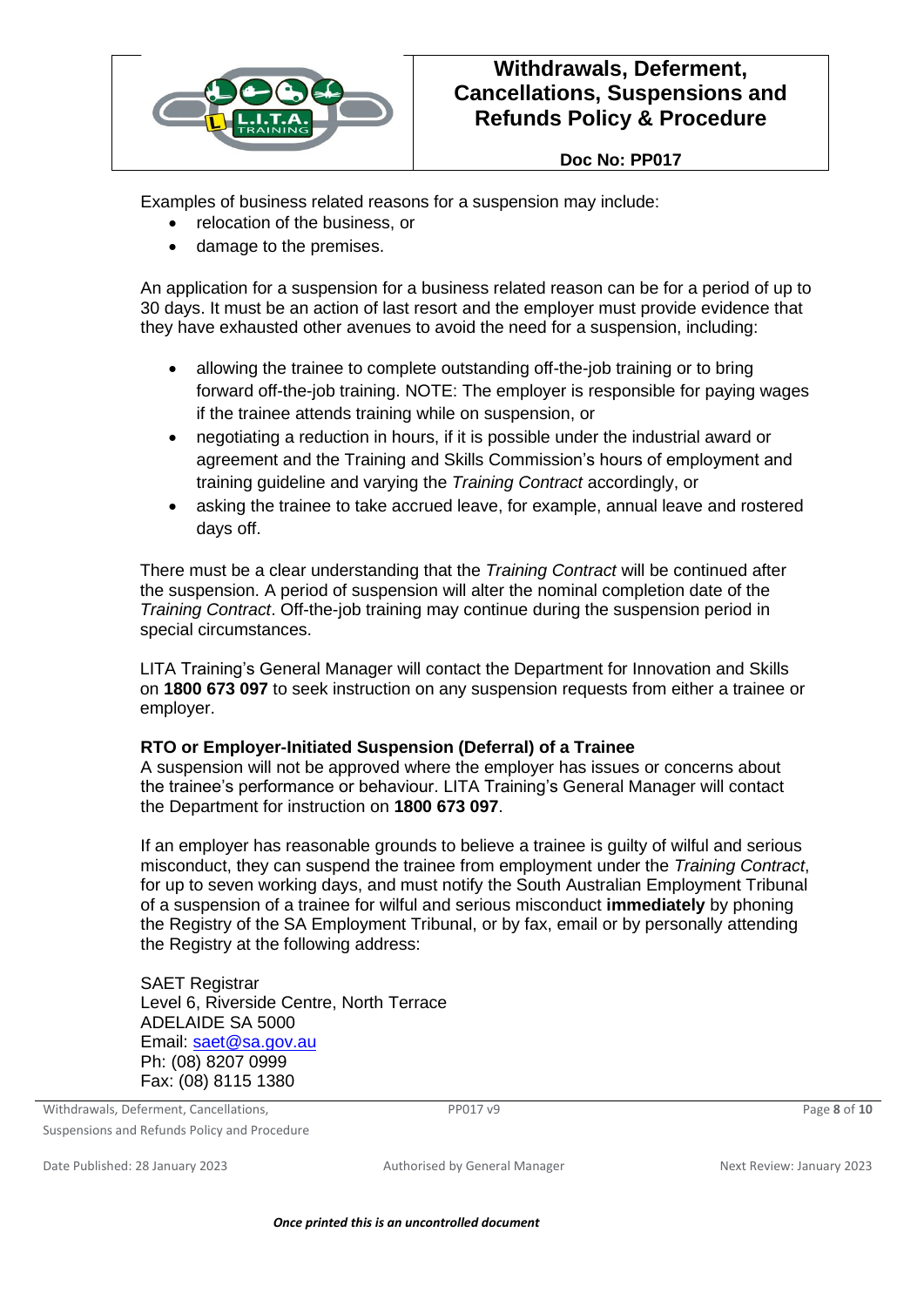Examples of business related reasons for a suspension may include:

- relocation of the business, or
- damage to the premises.

An application for a suspension for a business related reason can be for a period of up to 30 days. It must be an action of last resort and the employer must provide evidence that they have exhausted other avenues to avoid the need for a suspension, including:

- allowing the trainee to complete outstanding off-the-job training or to bring forward off-the-job training. NOTE: The employer is responsible for paying wages if the trainee attends training while on suspension, or
- negotiating a reduction in hours, if it is possible under the industrial award or agreement and the Training and Skills Commission's hours of employment and training guideline and varying the *Training Contract* accordingly, or
- asking the trainee to take accrued leave, for example, annual leave and rostered days off.

There must be a clear understanding that the *Training Contract* will be continued after the suspension. A period of suspension will alter the nominal completion date of the *Training Contract*. Off-the-job training may continue during the suspension period in special circumstances.

LITA Training's General Manager will contact the Department for Innovation and Skills on **1800 673 097** to seek instruction on any suspension requests from either a trainee or employer.

### RTO or Employer-Initiated Suspension (Deferral) of a Trainee

A suspension will not be approved where the employer has issues or concerns about the trainee's performance or behaviour. LITA Training's General Manager will contact the Department for instruction on **1800 673 097**.

If an employer has reasonable grounds to believe a trainee is guilty of wilful and serious misconduct, they can suspend the trainee from employment under the *Training Contract*, for up to seven working days, and must notify the South Australian Employment Tribunal of a suspension of a trainee for wilful and serious misconduct **immediately** by phoning the Registry of the SA Employment Tribunal, or by fax, email or by personally attending the Registry at the following address:

SAET Registrar
Level 6, Riverside Centre, North Terrace
ADELAIDE SA 5000
Email: saet@sa.gov.au
Ph: (08) 8207 0999
Fax: (08) 8115 1380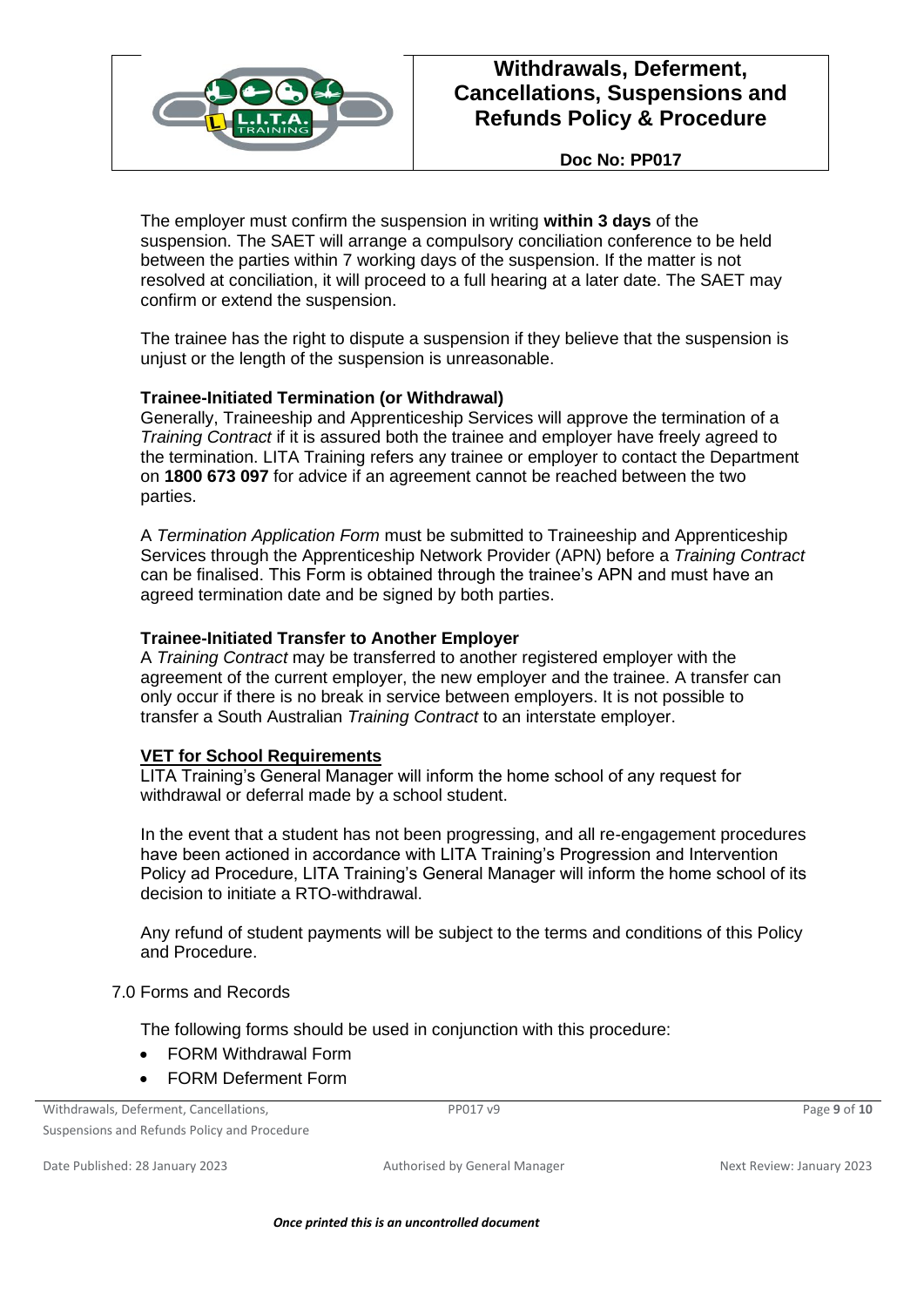The employer must confirm the suspension in writing **within 3 days** of the suspension. The SAET will arrange a compulsory conciliation conference to be held between the parties within 7 working days of the suspension. If the matter is not resolved at conciliation, it will proceed to a full hearing at a later date. The SAET may confirm or extend the suspension.

The trainee has the right to dispute a suspension if they believe that the suspension is unjust or the length of the suspension is unreasonable.

**Trainee-Initiated Termination (or Withdrawal)**

Generally, Traineeship and Apprenticeship Services will approve the termination of a *Training Contract* if it is assured both the trainee and employer have freely agreed to the termination. LITA Training refers any trainee or employer to contact the Department on **1800 673 097** for advice if an agreement cannot be reached between the two parties.

A *Termination Application Form* must be submitted to Traineeship and Apprenticeship Services through the Apprenticeship Network Provider (APN) before a *Training Contract* can be finalised. This Form is obtained through the trainee's APN and must have an agreed termination date and be signed by both parties.

**Trainee-Initiated Transfer to Another Employer**

A *Training Contract* may be transferred to another registered employer with the agreement of the current employer, the new employer and the trainee. A transfer can only occur if there is no break in service between employers. It is not possible to transfer a South Australian *Training Contract* to an interstate employer.

**VET for School Requirements**

LITA Training's General Manager will inform the home school of any request for withdrawal or deferral made by a school student.

In the event that a student has not been progressing, and all re-engagement procedures have been actioned in accordance with LITA Training's Progression and Intervention Policy ad Procedure, LITA Training's General Manager will inform the home school of its decision to initiate a RTO-withdrawal.

Any refund of student payments will be subject to the terms and conditions of this Policy and Procedure.

7.0 Forms and Records

The following forms should be used in conjunction with this procedure:

- FORM Withdrawal Form
- FORM Deferment Form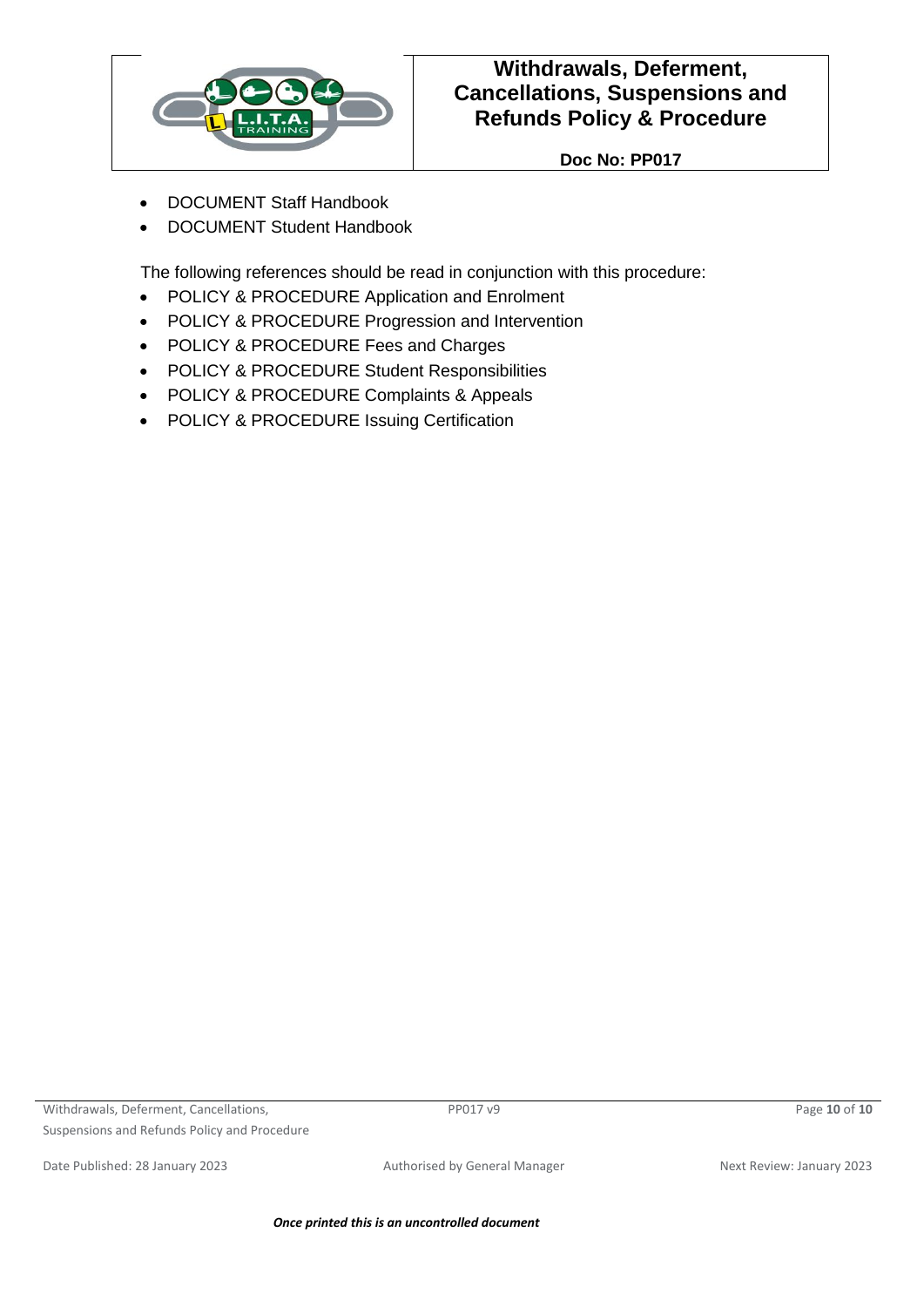- DOCUMENT Staff Handbook
- DOCUMENT Student Handbook

The following references should be read in conjunction with this procedure:

- POLICY & PROCEDURE Application and Enrolment
- POLICY & PROCEDURE Progression and Intervention
- POLICY & PROCEDURE Fees and Charges
- POLICY & PROCEDURE Student Responsibilities
- POLICY & PROCEDURE Complaints & Appeals
- POLICY & PROCEDURE Issuing Certification